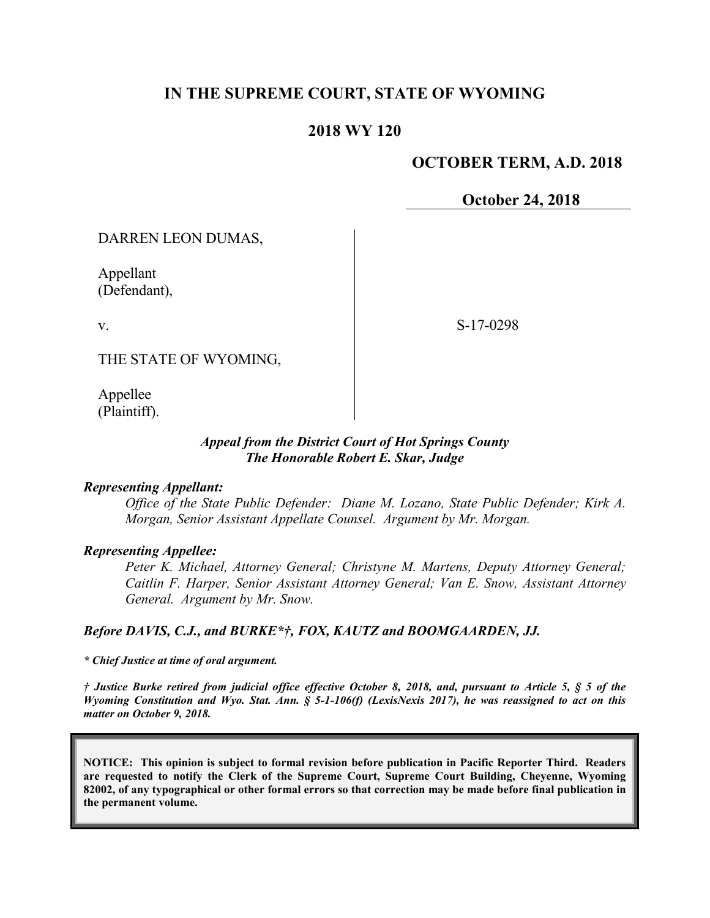# IN THE SUPREME COURT, STATE OF WYOMING

## 2018 WY 120

**OCTOBER TERM, A.D. 2018**

**October 24, 2018**

DARREN LEON DUMAS,

Appellant
(Defendant),

v.

THE STATE OF WYOMING,

Appellee
(Plaintiff).

S-17-0298

***Appeal from the District Court of Hot Springs County***
***The Honorable Robert E. Skar, Judge***

***Representing Appellant:***

*Office of the State Public Defender: Diane M. Lozano, State Public Defender; Kirk A. Morgan, Senior Assistant Appellate Counsel. Argument by Mr. Morgan.*

***Representing Appellee:***

*Peter K. Michael, Attorney General; Christyne M. Martens, Deputy Attorney General; Caitlin F. Harper, Senior Assistant Attorney General; Van E. Snow, Assistant Attorney General. Argument by Mr. Snow.*

***Before DAVIS, C.J., and BURKE\*†, FOX, KAUTZ and BOOMGAARDEN, JJ.***

***\* Chief Justice at time of oral argument.***

***† Justice Burke retired from judicial office effective October 8, 2018, and, pursuant to Article 5, § 5 of the Wyoming Constitution and Wyo. Stat. Ann. § 5-1-106(f) (LexisNexis 2017), he was reassigned to act on this matter on October 9, 2018.***

**NOTICE: This opinion is subject to formal revision before publication in Pacific Reporter Third. Readers are requested to notify the Clerk of the Supreme Court, Supreme Court Building, Cheyenne, Wyoming 82002, of any typographical or other formal errors so that correction may be made before final publication in the permanent volume.**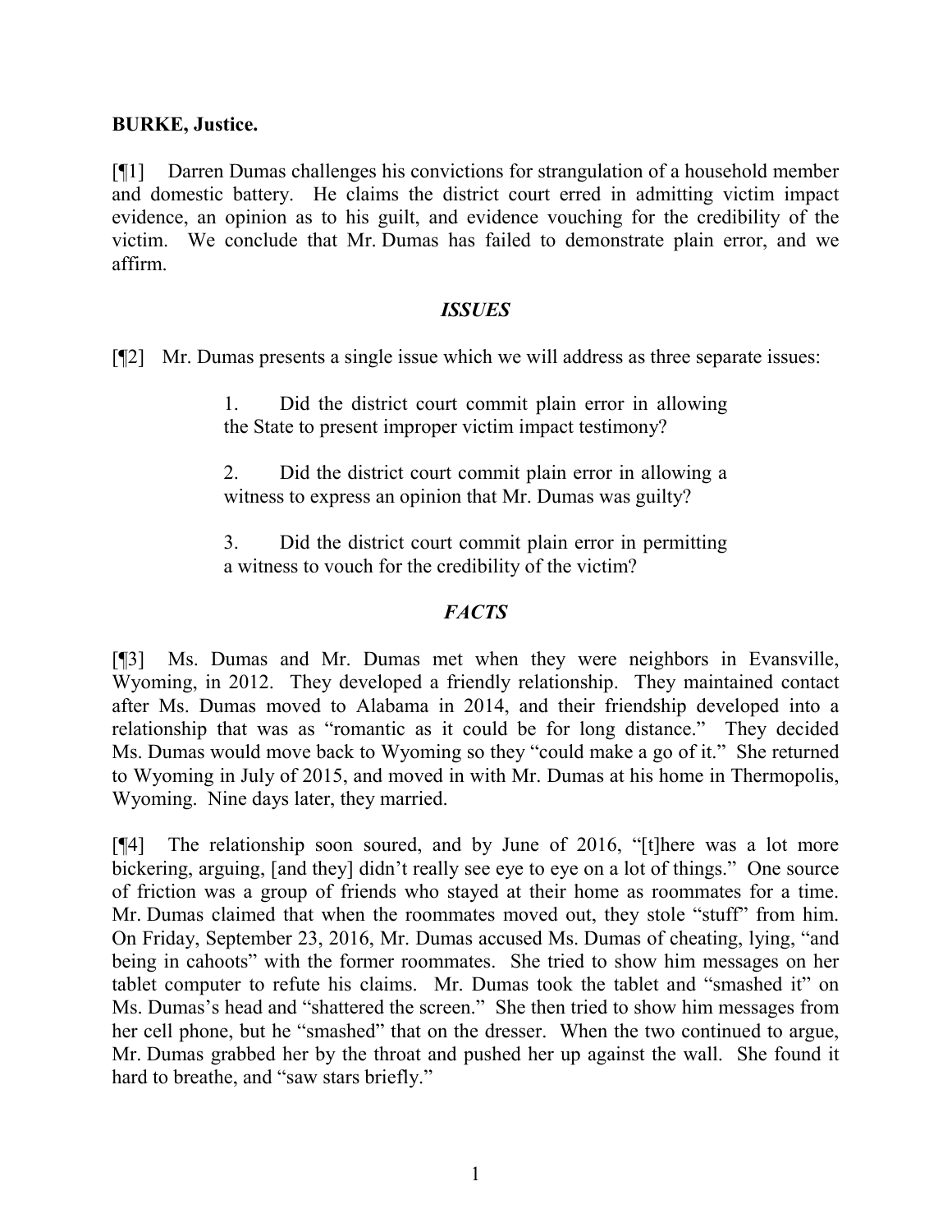**BURKE, Justice.**

[¶1] Darren Dumas challenges his convictions for strangulation of a household member and domestic battery. He claims the district court erred in admitting victim impact evidence, an opinion as to his guilt, and evidence vouching for the credibility of the victim. We conclude that Mr. Dumas has failed to demonstrate plain error, and we affirm.

### *ISSUES*

[¶2] Mr. Dumas presents a single issue which we will address as three separate issues:

> 1. Did the district court commit plain error in allowing the State to present improper victim impact testimony?
>
> 2. Did the district court commit plain error in allowing a witness to express an opinion that Mr. Dumas was guilty?
>
> 3. Did the district court commit plain error in permitting a witness to vouch for the credibility of the victim?

### *FACTS*

[¶3] Ms. Dumas and Mr. Dumas met when they were neighbors in Evansville, Wyoming, in 2012. They developed a friendly relationship. They maintained contact after Ms. Dumas moved to Alabama in 2014, and their friendship developed into a relationship that was as "romantic as it could be for long distance." They decided Ms. Dumas would move back to Wyoming so they "could make a go of it." She returned to Wyoming in July of 2015, and moved in with Mr. Dumas at his home in Thermopolis, Wyoming. Nine days later, they married.

[¶4] The relationship soon soured, and by June of 2016, "[t]here was a lot more bickering, arguing, [and they] didn't really see eye to eye on a lot of things." One source of friction was a group of friends who stayed at their home as roommates for a time. Mr. Dumas claimed that when the roommates moved out, they stole "stuff" from him. On Friday, September 23, 2016, Mr. Dumas accused Ms. Dumas of cheating, lying, "and being in cahoots" with the former roommates. She tried to show him messages on her tablet computer to refute his claims. Mr. Dumas took the tablet and "smashed it" on Ms. Dumas's head and "shattered the screen." She then tried to show him messages from her cell phone, but he "smashed" that on the dresser. When the two continued to argue, Mr. Dumas grabbed her by the throat and pushed her up against the wall. She found it hard to breathe, and "saw stars briefly."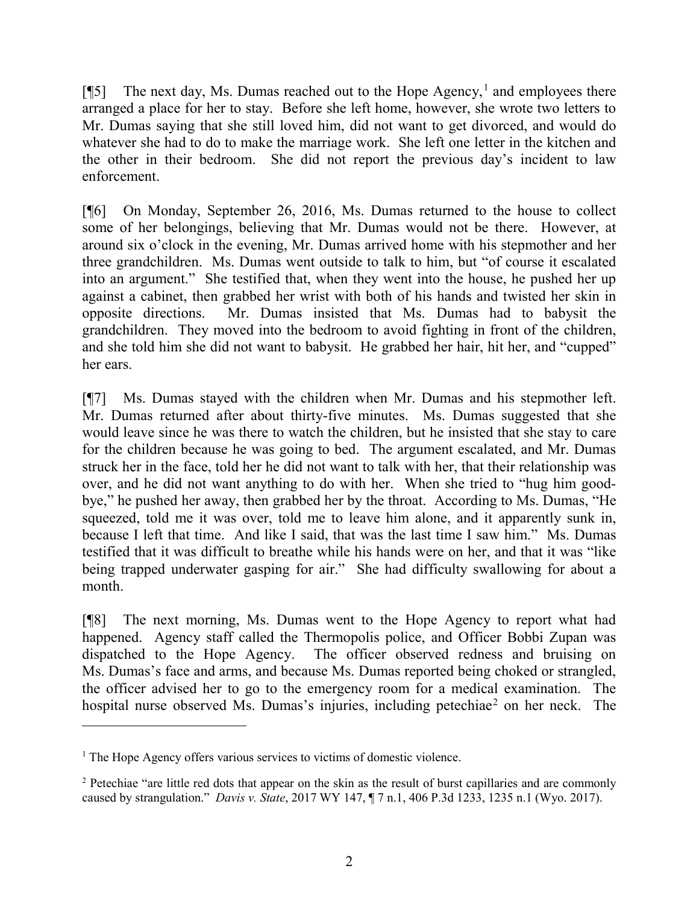[¶5] The next day, Ms. Dumas reached out to the Hope Agency,[1] and employees there arranged a place for her to stay. Before she left home, however, she wrote two letters to Mr. Dumas saying that she still loved him, did not want to get divorced, and would do whatever she had to do to make the marriage work. She left one letter in the kitchen and the other in their bedroom. She did not report the previous day's incident to law enforcement.

[¶6] On Monday, September 26, 2016, Ms. Dumas returned to the house to collect some of her belongings, believing that Mr. Dumas would not be there. However, at around six o'clock in the evening, Mr. Dumas arrived home with his stepmother and her three grandchildren. Ms. Dumas went outside to talk to him, but "of course it escalated into an argument." She testified that, when they went into the house, he pushed her up against a cabinet, then grabbed her wrist with both of his hands and twisted her skin in opposite directions. Mr. Dumas insisted that Ms. Dumas had to babysit the grandchildren. They moved into the bedroom to avoid fighting in front of the children, and she told him she did not want to babysit. He grabbed her hair, hit her, and "cupped" her ears.

[¶7] Ms. Dumas stayed with the children when Mr. Dumas and his stepmother left. Mr. Dumas returned after about thirty-five minutes. Ms. Dumas suggested that she would leave since he was there to watch the children, but he insisted that she stay to care for the children because he was going to bed. The argument escalated, and Mr. Dumas struck her in the face, told her he did not want to talk with her, that their relationship was over, and he did not want anything to do with her. When she tried to "hug him good-bye," he pushed her away, then grabbed her by the throat. According to Ms. Dumas, "He squeezed, told me it was over, told me to leave him alone, and it apparently sunk in, because I left that time. And like I said, that was the last time I saw him." Ms. Dumas testified that it was difficult to breathe while his hands were on her, and that it was "like being trapped underwater gasping for air." She had difficulty swallowing for about a month.

[¶8] The next morning, Ms. Dumas went to the Hope Agency to report what had happened. Agency staff called the Thermopolis police, and Officer Bobbi Zupan was dispatched to the Hope Agency. The officer observed redness and bruising on Ms. Dumas's face and arms, and because Ms. Dumas reported being choked or strangled, the officer advised her to go to the emergency room for a medical examination. The hospital nurse observed Ms. Dumas's injuries, including petechiae[2] on her neck. The

[1] The Hope Agency offers various services to victims of domestic violence.

[2] Petechiae "are little red dots that appear on the skin as the result of burst capillaries and are commonly caused by strangulation." *Davis v. State*, 2017 WY 147, ¶ 7 n.1, 406 P.3d 1233, 1235 n.1 (Wyo. 2017).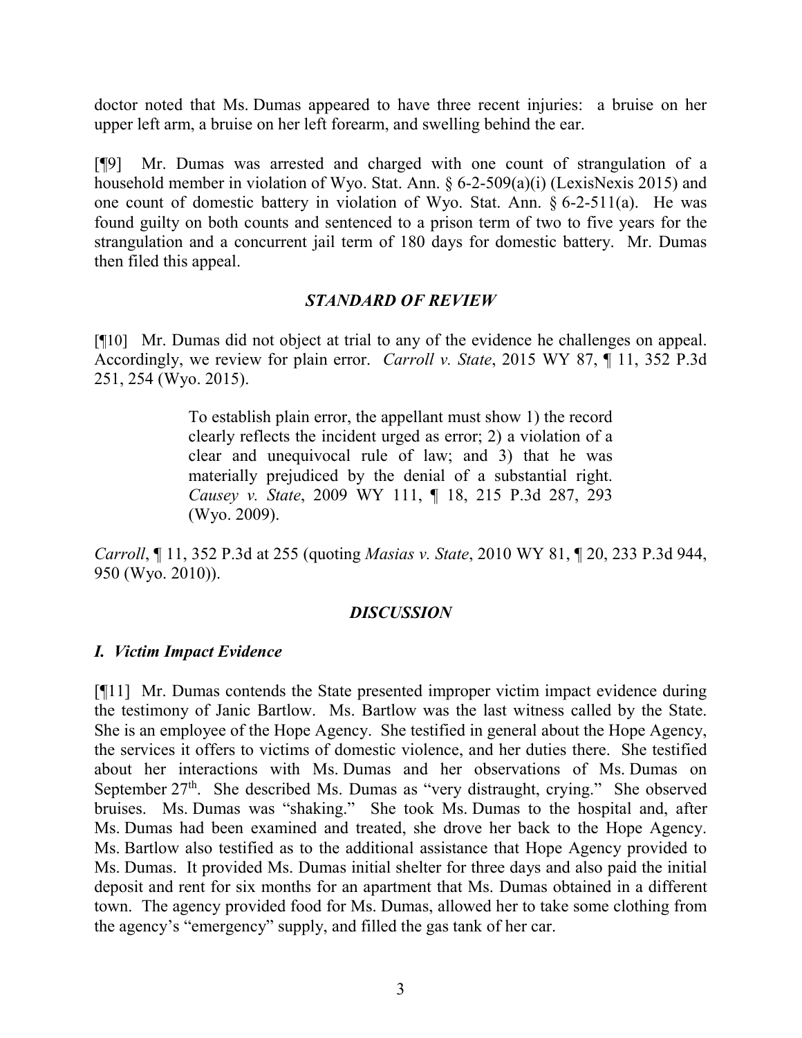doctor noted that Ms. Dumas appeared to have three recent injuries: a bruise on her upper left arm, a bruise on her left forearm, and swelling behind the ear.

[¶9] Mr. Dumas was arrested and charged with one count of strangulation of a household member in violation of Wyo. Stat. Ann. § 6-2-509(a)(i) (LexisNexis 2015) and one count of domestic battery in violation of Wyo. Stat. Ann. § 6-2-511(a). He was found guilty on both counts and sentenced to a prison term of two to five years for the strangulation and a concurrent jail term of 180 days for domestic battery. Mr. Dumas then filed this appeal.

## *STANDARD OF REVIEW*

[¶10] Mr. Dumas did not object at trial to any of the evidence he challenges on appeal. Accordingly, we review for plain error. *Carroll v. State*, 2015 WY 87, ¶ 11, 352 P.3d 251, 254 (Wyo. 2015).

> To establish plain error, the appellant must show 1) the record clearly reflects the incident urged as error; 2) a violation of a clear and unequivocal rule of law; and 3) that he was materially prejudiced by the denial of a substantial right. *Causey v. State*, 2009 WY 111, ¶ 18, 215 P.3d 287, 293 (Wyo. 2009).

*Carroll*, ¶ 11, 352 P.3d at 255 (quoting *Masias v. State*, 2010 WY 81, ¶ 20, 233 P.3d 944, 950 (Wyo. 2010)).

## *DISCUSSION*

### *I. Victim Impact Evidence*

[¶11] Mr. Dumas contends the State presented improper victim impact evidence during the testimony of Janic Bartlow. Ms. Bartlow was the last witness called by the State. She is an employee of the Hope Agency. She testified in general about the Hope Agency, the services it offers to victims of domestic violence, and her duties there. She testified about her interactions with Ms. Dumas and her observations of Ms. Dumas on September 27th. She described Ms. Dumas as "very distraught, crying." She observed bruises. Ms. Dumas was "shaking." She took Ms. Dumas to the hospital and, after Ms. Dumas had been examined and treated, she drove her back to the Hope Agency. Ms. Bartlow also testified as to the additional assistance that Hope Agency provided to Ms. Dumas. It provided Ms. Dumas initial shelter for three days and also paid the initial deposit and rent for six months for an apartment that Ms. Dumas obtained in a different town. The agency provided food for Ms. Dumas, allowed her to take some clothing from the agency's "emergency" supply, and filled the gas tank of her car.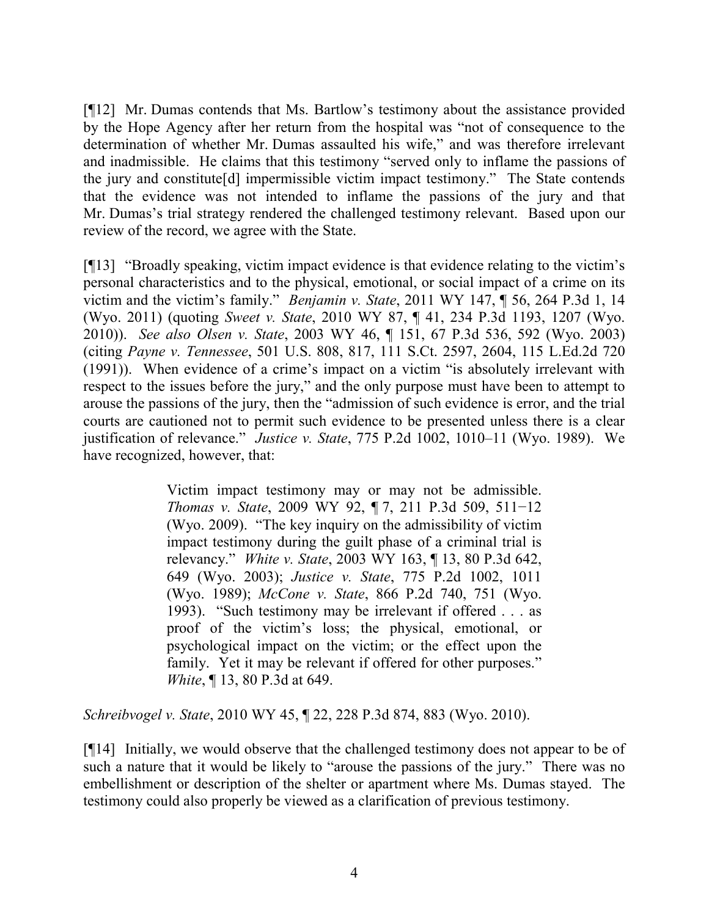[¶12] Mr. Dumas contends that Ms. Bartlow's testimony about the assistance provided by the Hope Agency after her return from the hospital was "not of consequence to the determination of whether Mr. Dumas assaulted his wife," and was therefore irrelevant and inadmissible. He claims that this testimony "served only to inflame the passions of the jury and constitute[d] impermissible victim impact testimony." The State contends that the evidence was not intended to inflame the passions of the jury and that Mr. Dumas's trial strategy rendered the challenged testimony relevant. Based upon our review of the record, we agree with the State.

[¶13] "Broadly speaking, victim impact evidence is that evidence relating to the victim's personal characteristics and to the physical, emotional, or social impact of a crime on its victim and the victim's family." *Benjamin v. State*, 2011 WY 147, ¶ 56, 264 P.3d 1, 14 (Wyo. 2011) (quoting *Sweet v. State*, 2010 WY 87, ¶ 41, 234 P.3d 1193, 1207 (Wyo. 2010)). *See also Olsen v. State*, 2003 WY 46, ¶ 151, 67 P.3d 536, 592 (Wyo. 2003) (citing *Payne v. Tennessee*, 501 U.S. 808, 817, 111 S.Ct. 2597, 2604, 115 L.Ed.2d 720 (1991)). When evidence of a crime's impact on a victim "is absolutely irrelevant with respect to the issues before the jury," and the only purpose must have been to attempt to arouse the passions of the jury, then the "admission of such evidence is error, and the trial courts are cautioned not to permit such evidence to be presented unless there is a clear justification of relevance." *Justice v. State*, 775 P.2d 1002, 1010–11 (Wyo. 1989). We have recognized, however, that:

> Victim impact testimony may or may not be admissible. *Thomas v. State*, 2009 WY 92, ¶ 7, 211 P.3d 509, 511−12 (Wyo. 2009). "The key inquiry on the admissibility of victim impact testimony during the guilt phase of a criminal trial is relevancy." *White v. State*, 2003 WY 163, ¶ 13, 80 P.3d 642, 649 (Wyo. 2003); *Justice v. State*, 775 P.2d 1002, 1011 (Wyo. 1989); *McCone v. State*, 866 P.2d 740, 751 (Wyo. 1993). "Such testimony may be irrelevant if offered . . . as proof of the victim's loss; the physical, emotional, or psychological impact on the victim; or the effect upon the family. Yet it may be relevant if offered for other purposes." *White*, ¶ 13, 80 P.3d at 649.

*Schreibvogel v. State*, 2010 WY 45, ¶ 22, 228 P.3d 874, 883 (Wyo. 2010).

[¶14] Initially, we would observe that the challenged testimony does not appear to be of such a nature that it would be likely to "arouse the passions of the jury." There was no embellishment or description of the shelter or apartment where Ms. Dumas stayed. The testimony could also properly be viewed as a clarification of previous testimony.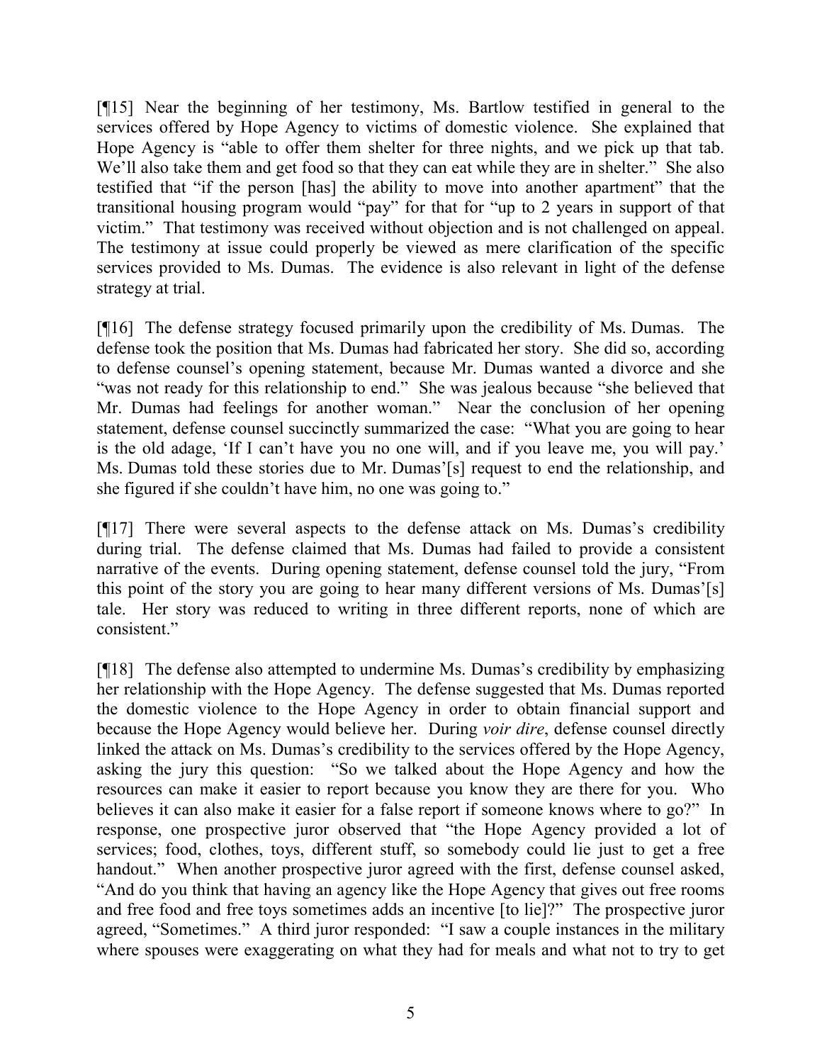[¶15] Near the beginning of her testimony, Ms. Bartlow testified in general to the services offered by Hope Agency to victims of domestic violence. She explained that Hope Agency is "able to offer them shelter for three nights, and we pick up that tab. We'll also take them and get food so that they can eat while they are in shelter." She also testified that "if the person [has] the ability to move into another apartment" that the transitional housing program would "pay" for that for "up to 2 years in support of that victim." That testimony was received without objection and is not challenged on appeal. The testimony at issue could properly be viewed as mere clarification of the specific services provided to Ms. Dumas. The evidence is also relevant in light of the defense strategy at trial.

[¶16] The defense strategy focused primarily upon the credibility of Ms. Dumas. The defense took the position that Ms. Dumas had fabricated her story. She did so, according to defense counsel's opening statement, because Mr. Dumas wanted a divorce and she "was not ready for this relationship to end." She was jealous because "she believed that Mr. Dumas had feelings for another woman." Near the conclusion of her opening statement, defense counsel succinctly summarized the case: "What you are going to hear is the old adage, 'If I can't have you no one will, and if you leave me, you will pay.' Ms. Dumas told these stories due to Mr. Dumas'[s] request to end the relationship, and she figured if she couldn't have him, no one was going to."

[¶17] There were several aspects to the defense attack on Ms. Dumas's credibility during trial. The defense claimed that Ms. Dumas had failed to provide a consistent narrative of the events. During opening statement, defense counsel told the jury, "From this point of the story you are going to hear many different versions of Ms. Dumas'[s] tale. Her story was reduced to writing in three different reports, none of which are consistent."

[¶18] The defense also attempted to undermine Ms. Dumas's credibility by emphasizing her relationship with the Hope Agency. The defense suggested that Ms. Dumas reported the domestic violence to the Hope Agency in order to obtain financial support and because the Hope Agency would believe her. During *voir dire*, defense counsel directly linked the attack on Ms. Dumas's credibility to the services offered by the Hope Agency, asking the jury this question: "So we talked about the Hope Agency and how the resources can make it easier to report because you know they are there for you. Who believes it can also make it easier for a false report if someone knows where to go?" In response, one prospective juror observed that "the Hope Agency provided a lot of services; food, clothes, toys, different stuff, so somebody could lie just to get a free handout." When another prospective juror agreed with the first, defense counsel asked, "And do you think that having an agency like the Hope Agency that gives out free rooms and free food and free toys sometimes adds an incentive [to lie]?" The prospective juror agreed, "Sometimes." A third juror responded: "I saw a couple instances in the military where spouses were exaggerating on what they had for meals and what not to try to get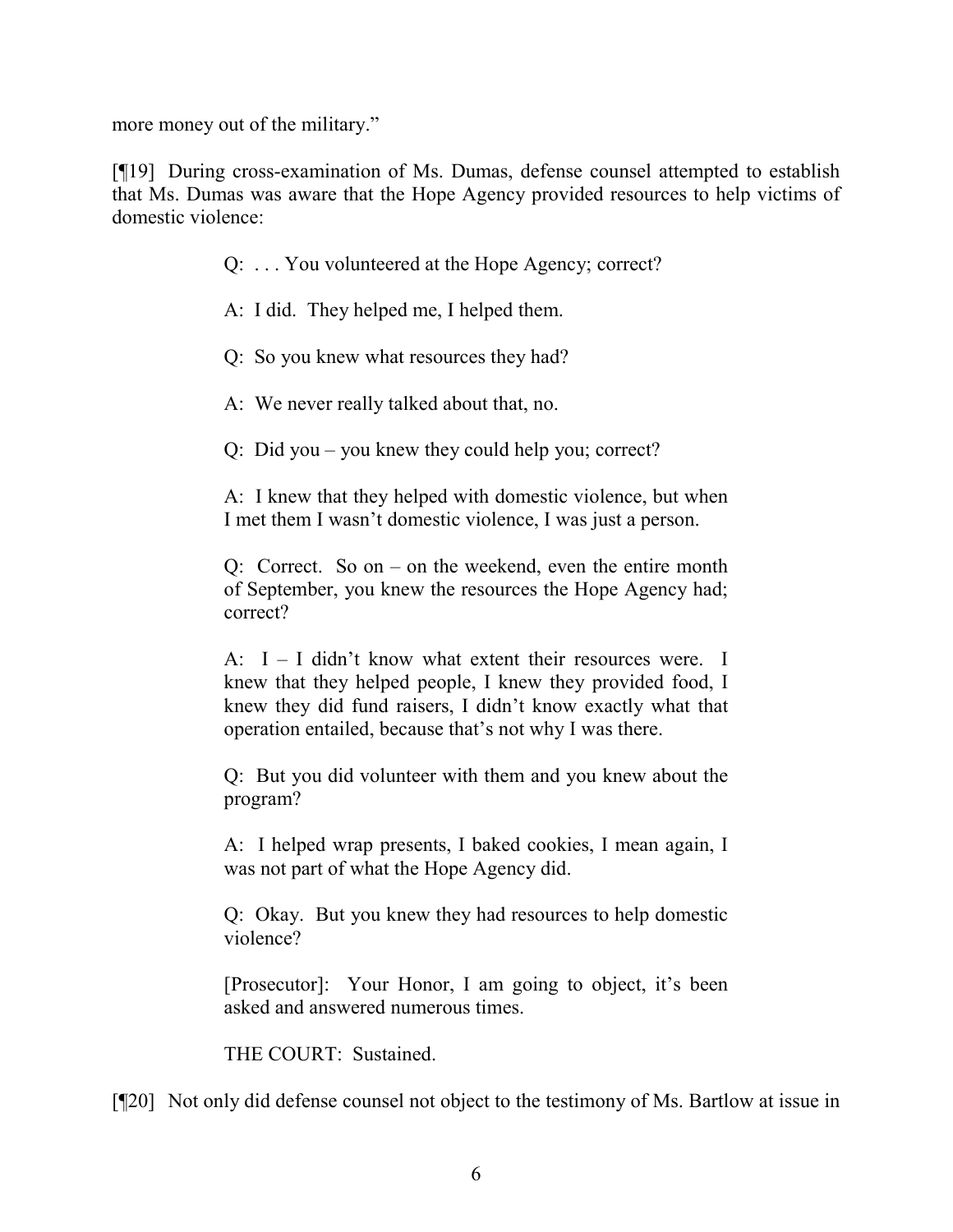more money out of the military."

[¶19] During cross-examination of Ms. Dumas, defense counsel attempted to establish that Ms. Dumas was aware that the Hope Agency provided resources to help victims of domestic violence:

> Q: . . . You volunteered at the Hope Agency; correct?
>
> A: I did. They helped me, I helped them.
>
> Q: So you knew what resources they had?
>
> A: We never really talked about that, no.
>
> Q: Did you – you knew they could help you; correct?
>
> A: I knew that they helped with domestic violence, but when I met them I wasn't domestic violence, I was just a person.
>
> Q: Correct. So on – on the weekend, even the entire month of September, you knew the resources the Hope Agency had; correct?
>
> A: I – I didn't know what extent their resources were. I knew that they helped people, I knew they provided food, I knew they did fund raisers, I didn't know exactly what that operation entailed, because that's not why I was there.
>
> Q: But you did volunteer with them and you knew about the program?
>
> A: I helped wrap presents, I baked cookies, I mean again, I was not part of what the Hope Agency did.
>
> Q: Okay. But you knew they had resources to help domestic violence?
>
> [Prosecutor]: Your Honor, I am going to object, it's been asked and answered numerous times.
>
> THE COURT: Sustained.

[¶20] Not only did defense counsel not object to the testimony of Ms. Bartlow at issue in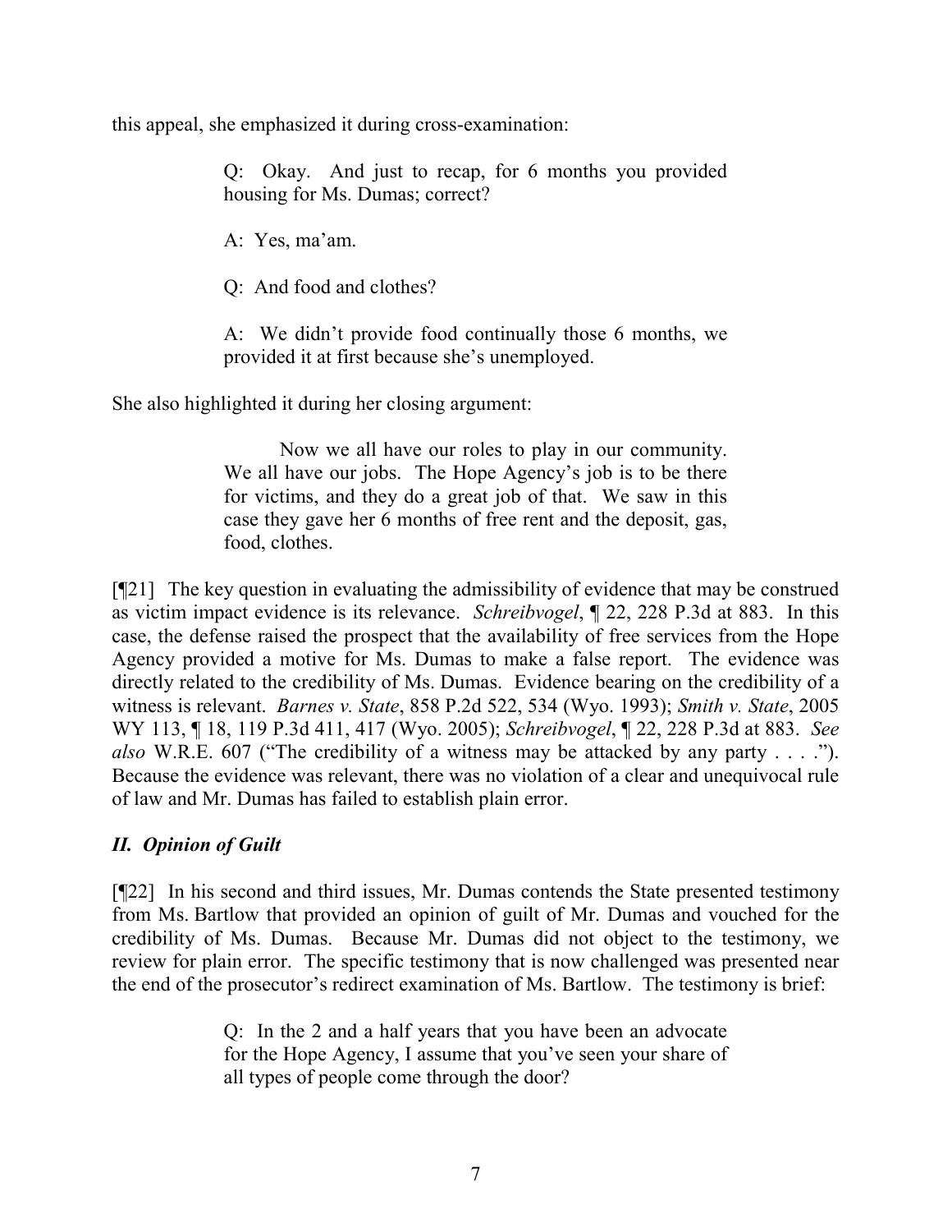this appeal, she emphasized it during cross-examination:

> Q: Okay. And just to recap, for 6 months you provided housing for Ms. Dumas; correct?
>
> A: Yes, ma'am.
>
> Q: And food and clothes?
>
> A: We didn't provide food continually those 6 months, we provided it at first because she's unemployed.

She also highlighted it during her closing argument:

> Now we all have our roles to play in our community. We all have our jobs. The Hope Agency's job is to be there for victims, and they do a great job of that. We saw in this case they gave her 6 months of free rent and the deposit, gas, food, clothes.

[¶21] The key question in evaluating the admissibility of evidence that may be construed as victim impact evidence is its relevance. *Schreibvogel*, ¶ 22, 228 P.3d at 883. In this case, the defense raised the prospect that the availability of free services from the Hope Agency provided a motive for Ms. Dumas to make a false report. The evidence was directly related to the credibility of Ms. Dumas. Evidence bearing on the credibility of a witness is relevant. *Barnes v. State*, 858 P.2d 522, 534 (Wyo. 1993); *Smith v. State*, 2005 WY 113, ¶ 18, 119 P.3d 411, 417 (Wyo. 2005); *Schreibvogel*, ¶ 22, 228 P.3d at 883. *See also* W.R.E. 607 ("The credibility of a witness may be attacked by any party . . . ."). Because the evidence was relevant, there was no violation of a clear and unequivocal rule of law and Mr. Dumas has failed to establish plain error.

### *II. Opinion of Guilt*

[¶22] In his second and third issues, Mr. Dumas contends the State presented testimony from Ms. Bartlow that provided an opinion of guilt of Mr. Dumas and vouched for the credibility of Ms. Dumas. Because Mr. Dumas did not object to the testimony, we review for plain error. The specific testimony that is now challenged was presented near the end of the prosecutor's redirect examination of Ms. Bartlow. The testimony is brief:

> Q: In the 2 and a half years that you have been an advocate for the Hope Agency, I assume that you've seen your share of all types of people come through the door?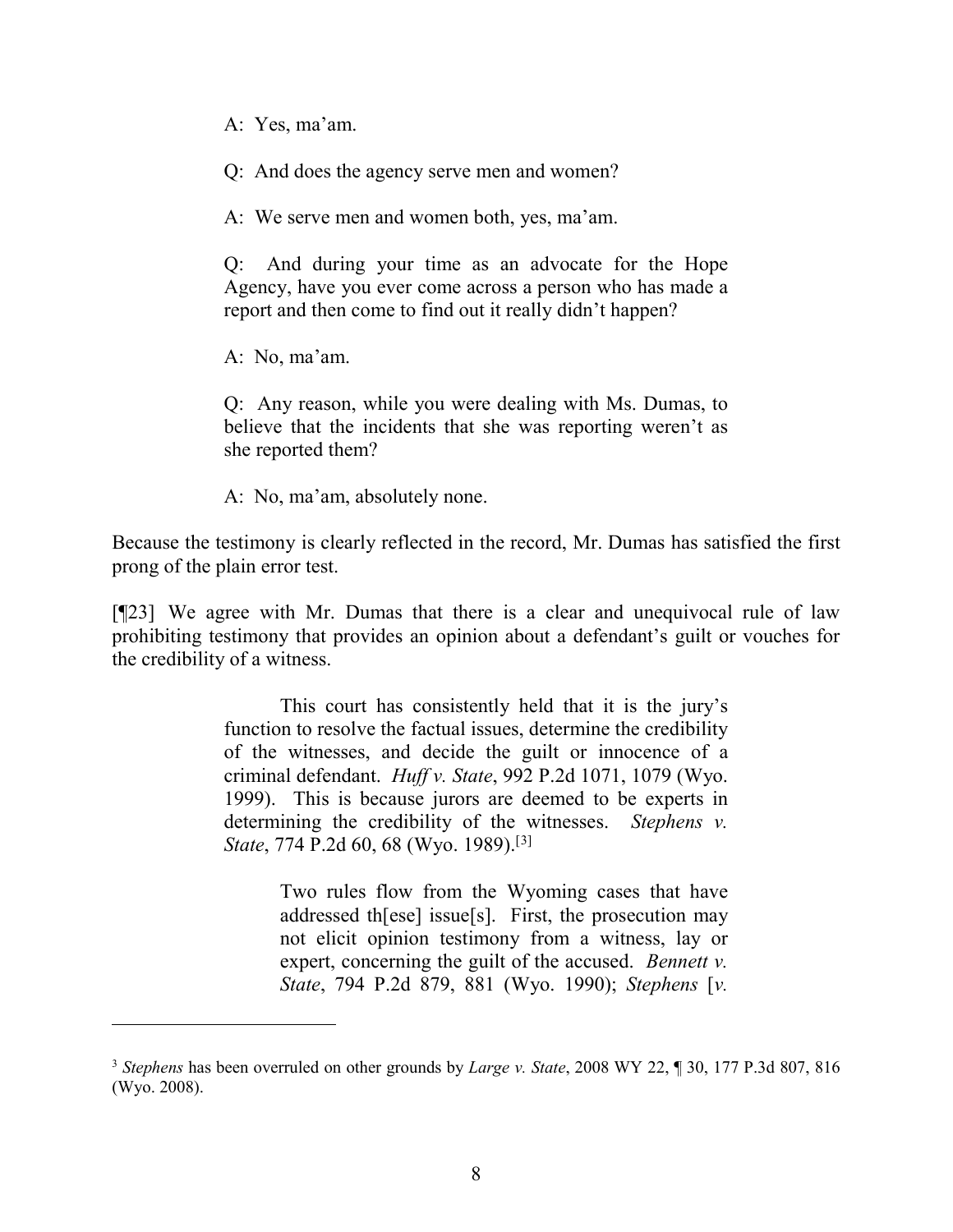> A: Yes, ma'am.
>
> Q: And does the agency serve men and women?
>
> A: We serve men and women both, yes, ma'am.
>
> Q: And during your time as an advocate for the Hope Agency, have you ever come across a person who has made a report and then come to find out it really didn't happen?
>
> A: No, ma'am.
>
> Q: Any reason, while you were dealing with Ms. Dumas, to believe that the incidents that she was reporting weren't as she reported them?
>
> A: No, ma'am, absolutely none.

Because the testimony is clearly reflected in the record, Mr. Dumas has satisfied the first prong of the plain error test.

[¶23] We agree with Mr. Dumas that there is a clear and unequivocal rule of law prohibiting testimony that provides an opinion about a defendant's guilt or vouches for the credibility of a witness.

> This court has consistently held that it is the jury's function to resolve the factual issues, determine the credibility of the witnesses, and decide the guilt or innocence of a criminal defendant. *Huff v. State*, 992 P.2d 1071, 1079 (Wyo. 1999). This is because jurors are deemed to be experts in determining the credibility of the witnesses. *Stephens v. State*, 774 P.2d 60, 68 (Wyo. 1989).[3]
>
> > Two rules flow from the Wyoming cases that have addressed th[ese] issue[s]. First, the prosecution may not elicit opinion testimony from a witness, lay or expert, concerning the guilt of the accused. *Bennett v. State*, 794 P.2d 879, 881 (Wyo. 1990); *Stephens* [*v.*

---

[3] *Stephens* has been overruled on other grounds by *Large v. State*, 2008 WY 22, ¶ 30, 177 P.3d 807, 816 (Wyo. 2008).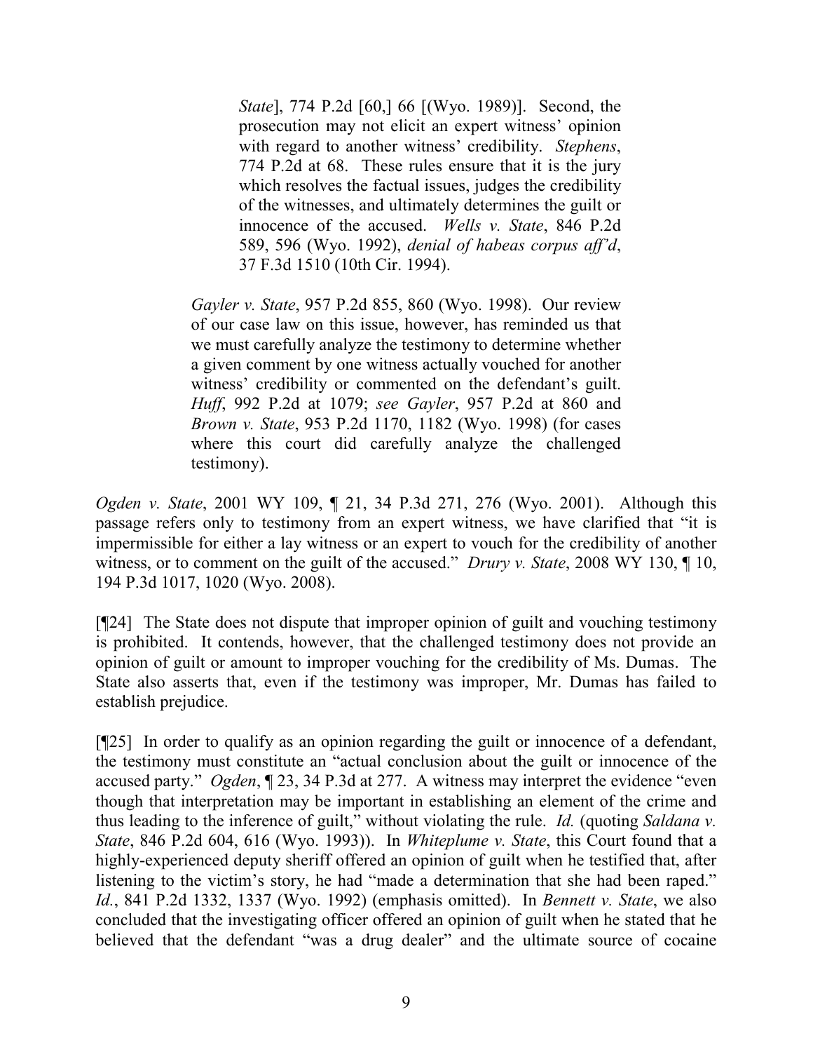> *State*], 774 P.2d [60,] 66 [(Wyo. 1989)]. Second, the prosecution may not elicit an expert witness' opinion with regard to another witness' credibility. *Stephens*, 774 P.2d at 68. These rules ensure that it is the jury which resolves the factual issues, judges the credibility of the witnesses, and ultimately determines the guilt or innocence of the accused. *Wells v. State*, 846 P.2d 589, 596 (Wyo. 1992), *denial of habeas corpus aff'd*, 37 F.3d 1510 (10th Cir. 1994).
>
> *Gayler v. State*, 957 P.2d 855, 860 (Wyo. 1998). Our review of our case law on this issue, however, has reminded us that we must carefully analyze the testimony to determine whether a given comment by one witness actually vouched for another witness' credibility or commented on the defendant's guilt. *Huff*, 992 P.2d at 1079; *see Gayler*, 957 P.2d at 860 and *Brown v. State*, 953 P.2d 1170, 1182 (Wyo. 1998) (for cases where this court did carefully analyze the challenged testimony).

*Ogden v. State*, 2001 WY 109, ¶ 21, 34 P.3d 271, 276 (Wyo. 2001). Although this passage refers only to testimony from an expert witness, we have clarified that "it is impermissible for either a lay witness or an expert to vouch for the credibility of another witness, or to comment on the guilt of the accused." *Drury v. State*, 2008 WY 130, ¶ 10, 194 P.3d 1017, 1020 (Wyo. 2008).

[¶24] The State does not dispute that improper opinion of guilt and vouching testimony is prohibited. It contends, however, that the challenged testimony does not provide an opinion of guilt or amount to improper vouching for the credibility of Ms. Dumas. The State also asserts that, even if the testimony was improper, Mr. Dumas has failed to establish prejudice.

[¶25] In order to qualify as an opinion regarding the guilt or innocence of a defendant, the testimony must constitute an "actual conclusion about the guilt or innocence of the accused party." *Ogden*, ¶ 23, 34 P.3d at 277. A witness may interpret the evidence "even though that interpretation may be important in establishing an element of the crime and thus leading to the inference of guilt," without violating the rule. *Id.* (quoting *Saldana v. State*, 846 P.2d 604, 616 (Wyo. 1993)). In *Whiteplume v. State*, this Court found that a highly-experienced deputy sheriff offered an opinion of guilt when he testified that, after listening to the victim's story, he had "made a determination that she had been raped." *Id.*, 841 P.2d 1332, 1337 (Wyo. 1992) (emphasis omitted). In *Bennett v. State*, we also concluded that the investigating officer offered an opinion of guilt when he stated that he believed that the defendant "was a drug dealer" and the ultimate source of cocaine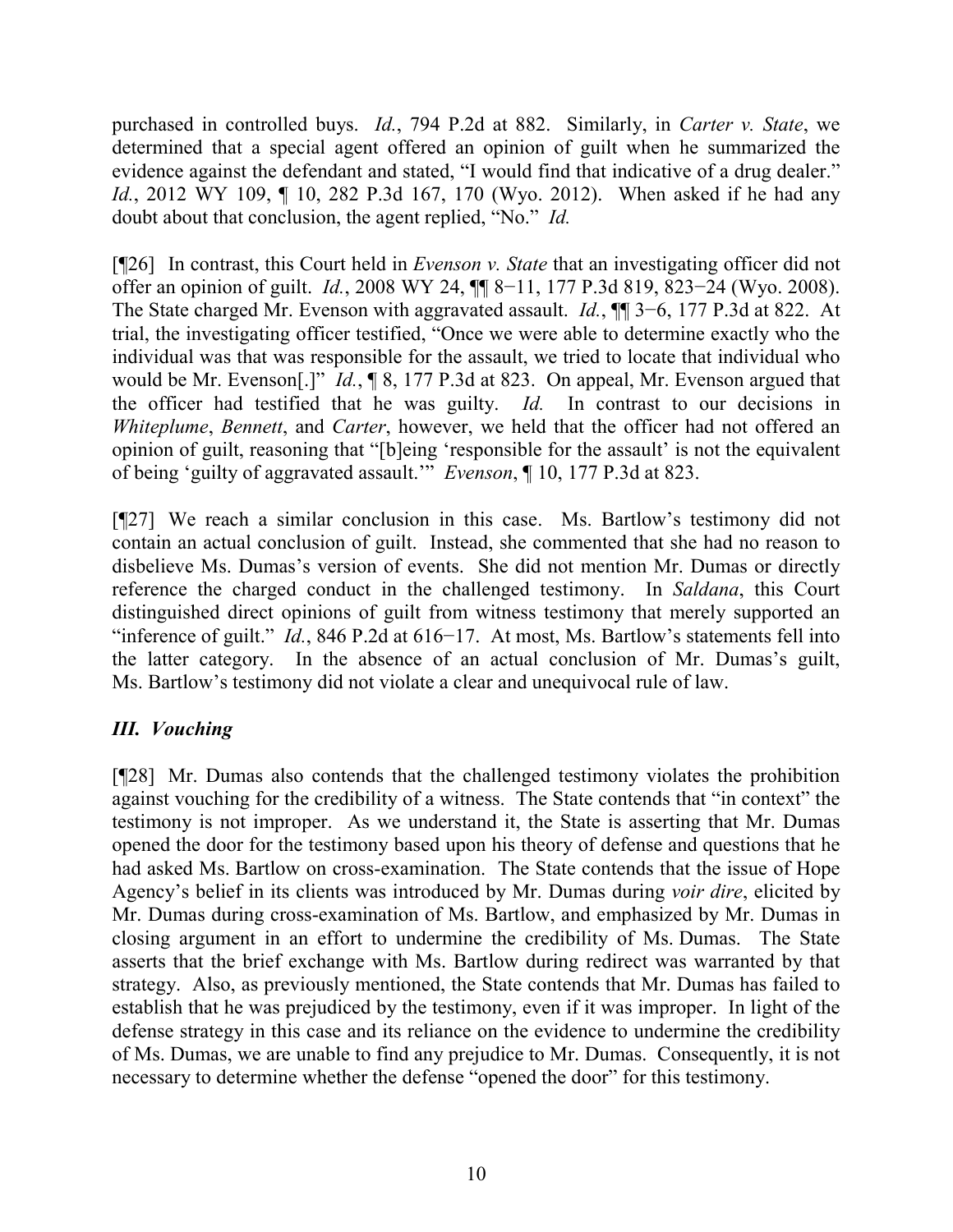purchased in controlled buys. *Id.*, 794 P.2d at 882. Similarly, in *Carter v. State*, we determined that a special agent offered an opinion of guilt when he summarized the evidence against the defendant and stated, "I would find that indicative of a drug dealer." *Id.*, 2012 WY 109, ¶ 10, 282 P.3d 167, 170 (Wyo. 2012). When asked if he had any doubt about that conclusion, the agent replied, "No." *Id.*

[¶26] In contrast, this Court held in *Evenson v. State* that an investigating officer did not offer an opinion of guilt. *Id.*, 2008 WY 24, ¶¶ 8−11, 177 P.3d 819, 823−24 (Wyo. 2008). The State charged Mr. Evenson with aggravated assault. *Id.*, ¶¶ 3−6, 177 P.3d at 822. At trial, the investigating officer testified, "Once we were able to determine exactly who the individual was that was responsible for the assault, we tried to locate that individual who would be Mr. Evenson[.]" *Id.*, ¶ 8, 177 P.3d at 823. On appeal, Mr. Evenson argued that the officer had testified that he was guilty. *Id.* In contrast to our decisions in *Whiteplume*, *Bennett*, and *Carter*, however, we held that the officer had not offered an opinion of guilt, reasoning that "[b]eing 'responsible for the assault' is not the equivalent of being 'guilty of aggravated assault.'" *Evenson*, ¶ 10, 177 P.3d at 823.

[¶27] We reach a similar conclusion in this case. Ms. Bartlow's testimony did not contain an actual conclusion of guilt. Instead, she commented that she had no reason to disbelieve Ms. Dumas's version of events. She did not mention Mr. Dumas or directly reference the charged conduct in the challenged testimony. In *Saldana*, this Court distinguished direct opinions of guilt from witness testimony that merely supported an "inference of guilt." *Id.*, 846 P.2d at 616−17. At most, Ms. Bartlow's statements fell into the latter category. In the absence of an actual conclusion of Mr. Dumas's guilt, Ms. Bartlow's testimony did not violate a clear and unequivocal rule of law.

### *III. Vouching*

[¶28] Mr. Dumas also contends that the challenged testimony violates the prohibition against vouching for the credibility of a witness. The State contends that "in context" the testimony is not improper. As we understand it, the State is asserting that Mr. Dumas opened the door for the testimony based upon his theory of defense and questions that he had asked Ms. Bartlow on cross-examination. The State contends that the issue of Hope Agency's belief in its clients was introduced by Mr. Dumas during *voir dire*, elicited by Mr. Dumas during cross-examination of Ms. Bartlow, and emphasized by Mr. Dumas in closing argument in an effort to undermine the credibility of Ms. Dumas. The State asserts that the brief exchange with Ms. Bartlow during redirect was warranted by that strategy. Also, as previously mentioned, the State contends that Mr. Dumas has failed to establish that he was prejudiced by the testimony, even if it was improper. In light of the defense strategy in this case and its reliance on the evidence to undermine the credibility of Ms. Dumas, we are unable to find any prejudice to Mr. Dumas. Consequently, it is not necessary to determine whether the defense "opened the door" for this testimony.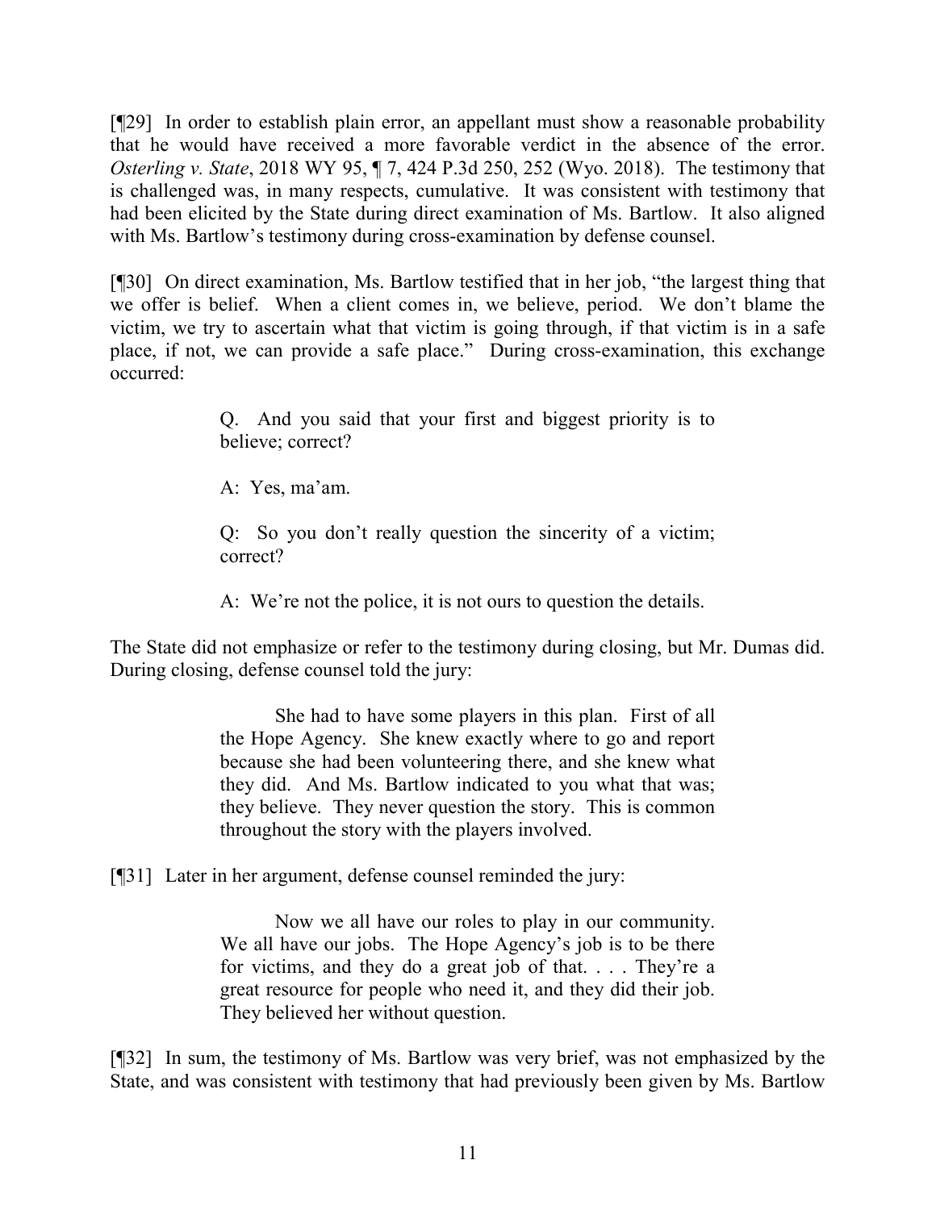[¶29] In order to establish plain error, an appellant must show a reasonable probability that he would have received a more favorable verdict in the absence of the error. *Osterling v. State*, 2018 WY 95, ¶ 7, 424 P.3d 250, 252 (Wyo. 2018). The testimony that is challenged was, in many respects, cumulative. It was consistent with testimony that had been elicited by the State during direct examination of Ms. Bartlow. It also aligned with Ms. Bartlow's testimony during cross-examination by defense counsel.

[¶30] On direct examination, Ms. Bartlow testified that in her job, "the largest thing that we offer is belief. When a client comes in, we believe, period. We don't blame the victim, we try to ascertain what that victim is going through, if that victim is in a safe place, if not, we can provide a safe place." During cross-examination, this exchange occurred:

> Q. And you said that your first and biggest priority is to believe; correct?
>
> A: Yes, ma'am.
>
> Q: So you don't really question the sincerity of a victim; correct?
>
> A: We're not the police, it is not ours to question the details.

The State did not emphasize or refer to the testimony during closing, but Mr. Dumas did. During closing, defense counsel told the jury:

> She had to have some players in this plan. First of all the Hope Agency. She knew exactly where to go and report because she had been volunteering there, and she knew what they did. And Ms. Bartlow indicated to you what that was; they believe. They never question the story. This is common throughout the story with the players involved.

[¶31] Later in her argument, defense counsel reminded the jury:

> Now we all have our roles to play in our community. We all have our jobs. The Hope Agency's job is to be there for victims, and they do a great job of that. . . . They're a great resource for people who need it, and they did their job. They believed her without question.

[¶32] In sum, the testimony of Ms. Bartlow was very brief, was not emphasized by the State, and was consistent with testimony that had previously been given by Ms. Bartlow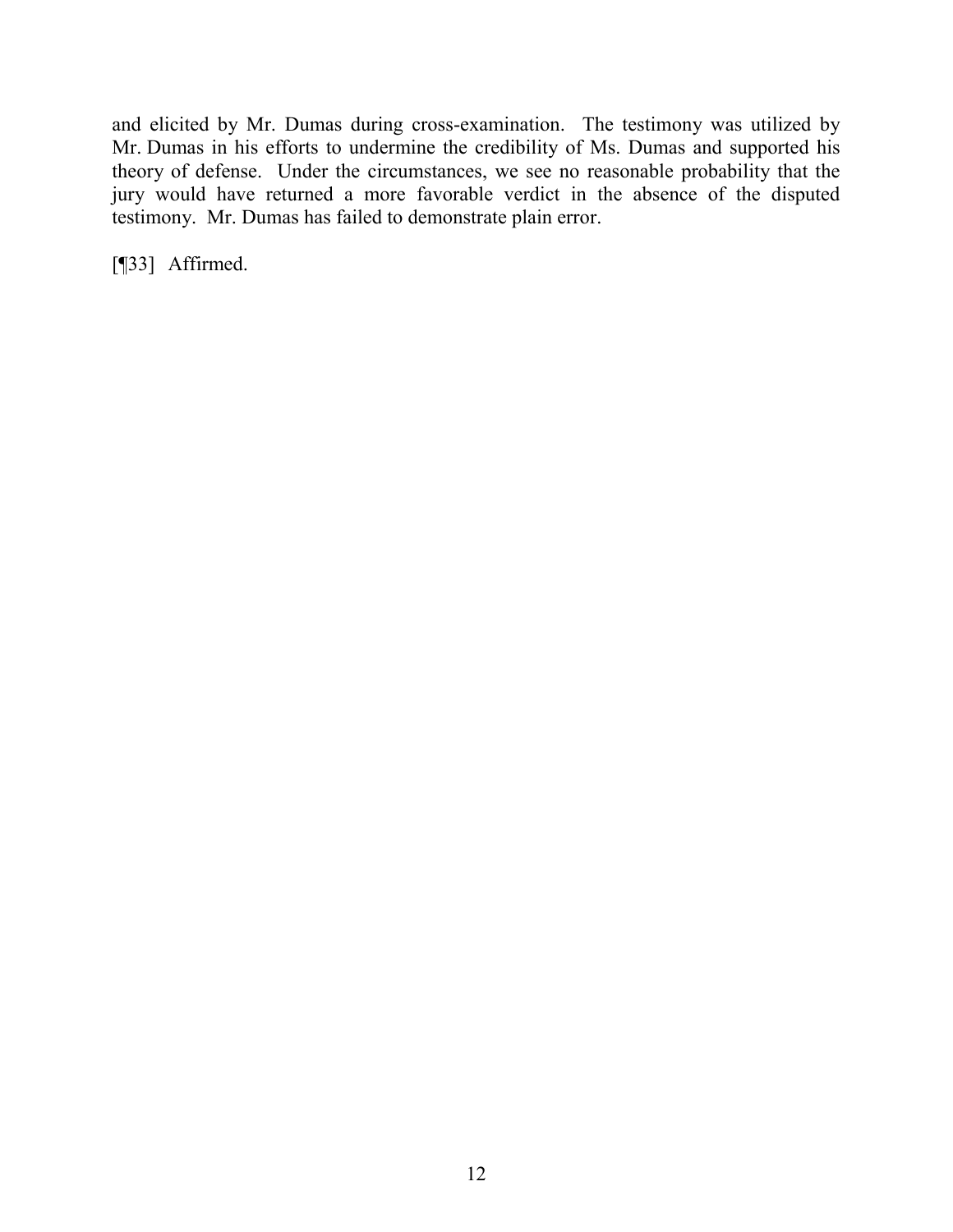and elicited by Mr. Dumas during cross-examination. The testimony was utilized by Mr. Dumas in his efforts to undermine the credibility of Ms. Dumas and supported his theory of defense. Under the circumstances, we see no reasonable probability that the jury would have returned a more favorable verdict in the absence of the disputed testimony. Mr. Dumas has failed to demonstrate plain error.

[¶33] Affirmed.